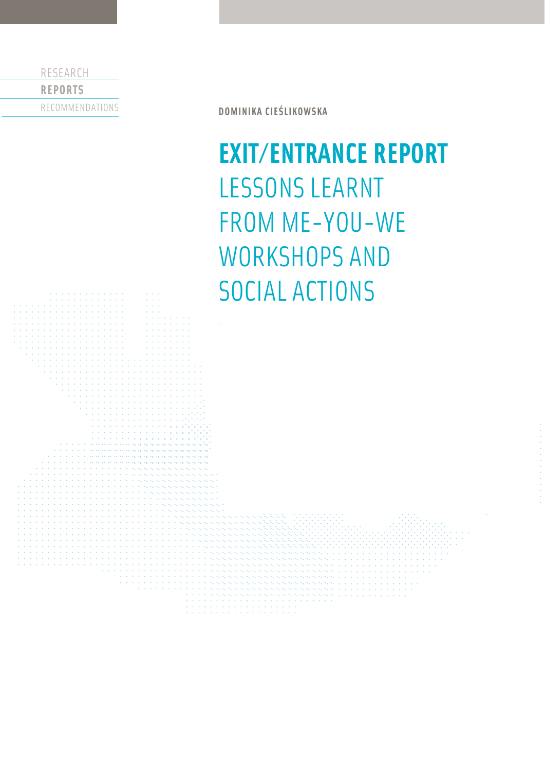RESEARCH

**REPORTS**

RECOMMENDATIONS

**DOMINIKA CIEŚLIKOWSKA**

# EXIT/ENTRANCE REPORT
## LESSONS LEARNT FROM ME-YOU-WE WORKSHOPS AND SOCIAL ACTIONS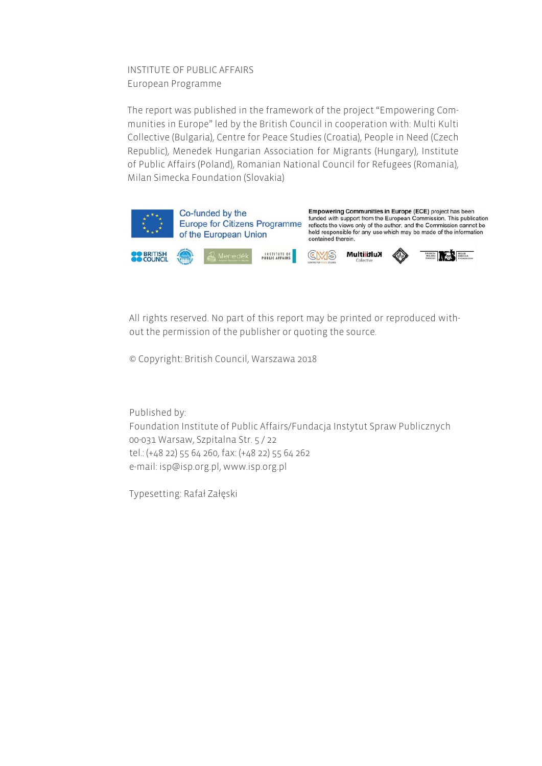INSTITUTE OF PUBLIC AFFAIRS
European Programme

The report was published in the framework of the project "Empowering Communities in Europe" led by the British Council in cooperation with: Multi Kulti Collective (Bulgaria), Centre for Peace Studies (Croatia), People in Need (Czech Republic), Menedek Hungarian Association for Migrants (Hungary), Institute of Public Affairs (Poland), Romanian National Council for Refugees (Romania), Milan Simecka Foundation (Slovakia)

Co-funded by the Europe for Citizens Programme of the European Union

**Empowering Communities in Europe (ECE)** project has been funded with support from the European Commission. This publication reflects the views only of the author, and the Commission cannot be held responsible for any use which may be made of the information contained therein.

All rights reserved. No part of this report may be printed or reproduced without the permission of the publisher or quoting the source.

© Copyright: British Council, Warszawa 2018

Published by:
Foundation Institute of Public Affairs/Fundacja Instytut Spraw Publicznych
00-031 Warsaw, Szpitalna Str. 5 / 22
tel.: (+48 22) 55 64 260, fax: (+48 22) 55 64 262
e-mail: isp@isp.org.pl, www.isp.org.pl

Typesetting: Rafał Załęski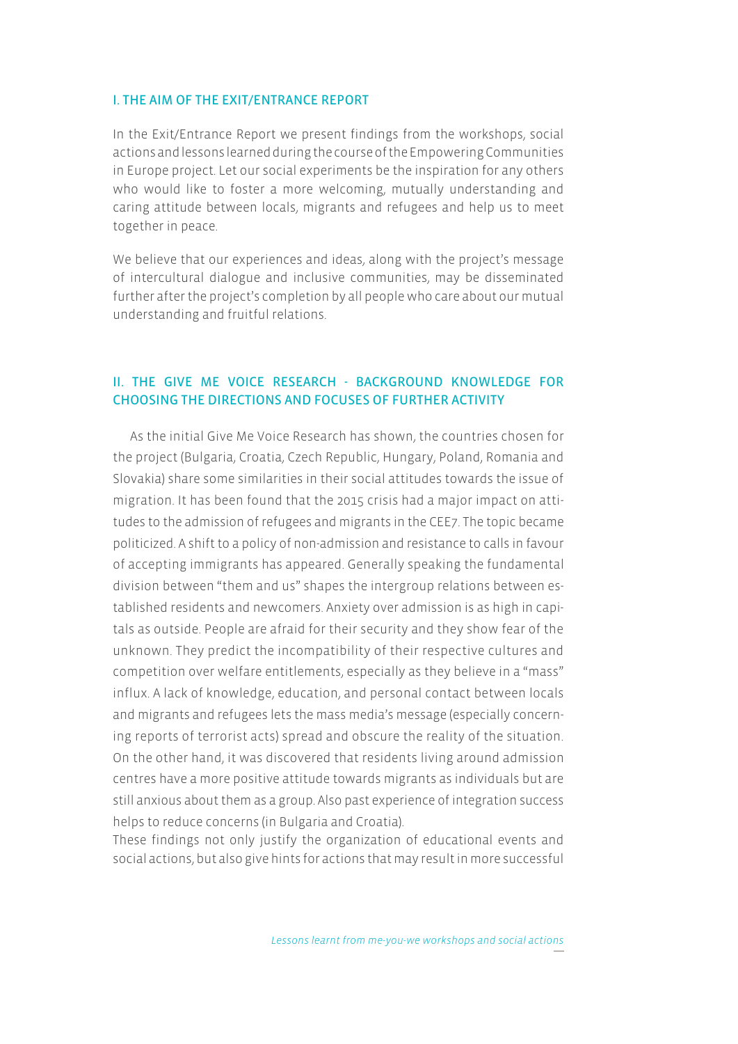## I. THE AIM OF THE EXIT/ENTRANCE REPORT

In the Exit/Entrance Report we present findings from the workshops, social actions and lessons learned during the course of the Empowering Communities in Europe project. Let our social experiments be the inspiration for any others who would like to foster a more welcoming, mutually understanding and caring attitude between locals, migrants and refugees and help us to meet together in peace.

We believe that our experiences and ideas, along with the project's message of intercultural dialogue and inclusive communities, may be disseminated further after the project's completion by all people who care about our mutual understanding and fruitful relations.

## II. THE GIVE ME VOICE RESEARCH - BACKGROUND KNOWLEDGE FOR CHOOSING THE DIRECTIONS AND FOCUSES OF FURTHER ACTIVITY

As the initial Give Me Voice Research has shown, the countries chosen for the project (Bulgaria, Croatia, Czech Republic, Hungary, Poland, Romania and Slovakia) share some similarities in their social attitudes towards the issue of migration. It has been found that the 2015 crisis had a major impact on attitudes to the admission of refugees and migrants in the CEE7. The topic became politicized. A shift to a policy of non-admission and resistance to calls in favour of accepting immigrants has appeared. Generally speaking the fundamental division between "them and us" shapes the intergroup relations between established residents and newcomers. Anxiety over admission is as high in capitals as outside. People are afraid for their security and they show fear of the unknown. They predict the incompatibility of their respective cultures and competition over welfare entitlements, especially as they believe in a "mass" influx. A lack of knowledge, education, and personal contact between locals and migrants and refugees lets the mass media's message (especially concerning reports of terrorist acts) spread and obscure the reality of the situation. On the other hand, it was discovered that residents living around admission centres have a more positive attitude towards migrants as individuals but are still anxious about them as a group. Also past experience of integration success helps to reduce concerns (in Bulgaria and Croatia).

These findings not only justify the organization of educational events and social actions, but also give hints for actions that may result in more successful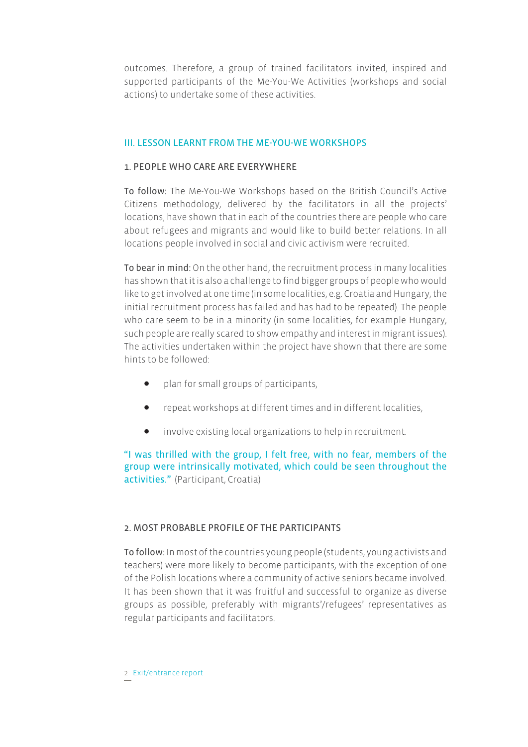outcomes. Therefore, a group of trained facilitators invited, inspired and supported participants of the Me-You-We Activities (workshops and social actions) to undertake some of these activities.

## III. LESSON LEARNT FROM THE ME-YOU-WE WORKSHOPS

### 1. PEOPLE WHO CARE ARE EVERYWHERE

**To follow:** The Me-You-We Workshops based on the British Council's Active Citizens methodology, delivered by the facilitators in all the projects' locations, have shown that in each of the countries there are people who care about refugees and migrants and would like to build better relations. In all locations people involved in social and civic activism were recruited.

**To bear in mind:** On the other hand, the recruitment process in many localities has shown that it is also a challenge to find bigger groups of people who would like to get involved at one time (in some localities, e.g. Croatia and Hungary, the initial recruitment process has failed and has had to be repeated). The people who care seem to be in a minority (in some localities, for example Hungary, such people are really scared to show empathy and interest in migrant issues). The activities undertaken within the project have shown that there are some hints to be followed:

- plan for small groups of participants,
- repeat workshops at different times and in different localities,
- involve existing local organizations to help in recruitment.

"I was thrilled with the group, I felt free, with no fear, members of the group were intrinsically motivated, which could be seen throughout the activities." (Participant, Croatia)

### 2. MOST PROBABLE PROFILE OF THE PARTICIPANTS

**To follow:** In most of the countries young people (students, young activists and teachers) were more likely to become participants, with the exception of one of the Polish locations where a community of active seniors became involved. It has been shown that it was fruitful and successful to organize as diverse groups as possible, preferably with migrants'/refugees' representatives as regular participants and facilitators.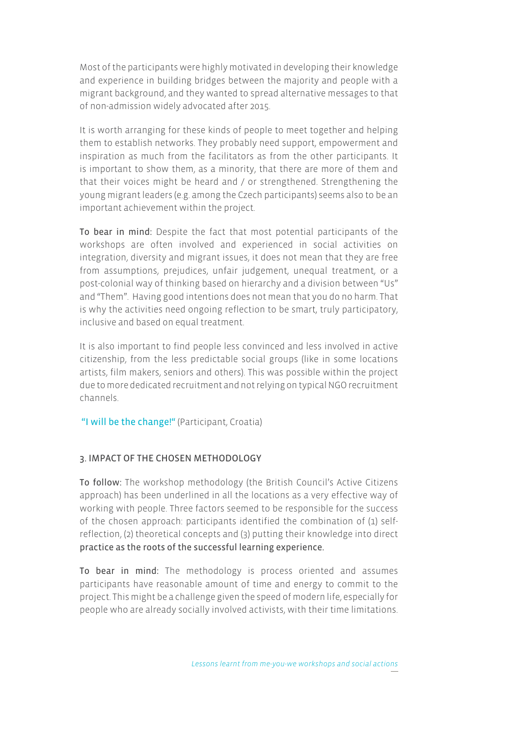Most of the participants were highly motivated in developing their knowledge and experience in building bridges between the majority and people with a migrant background, and they wanted to spread alternative messages to that of non-admission widely advocated after 2015.

It is worth arranging for these kinds of people to meet together and helping them to establish networks. They probably need support, empowerment and inspiration as much from the facilitators as from the other participants. It is important to show them, as a minority, that there are more of them and that their voices might be heard and / or strengthened. Strengthening the young migrant leaders (e.g. among the Czech participants) seems also to be an important achievement within the project.

**To bear in mind:** Despite the fact that most potential participants of the workshops are often involved and experienced in social activities on integration, diversity and migrant issues, it does not mean that they are free from assumptions, prejudices, unfair judgement, unequal treatment, or a post-colonial way of thinking based on hierarchy and a division between "Us" and "Them". Having good intentions does not mean that you do no harm. That is why the activities need ongoing reflection to be smart, truly participatory, inclusive and based on equal treatment.

It is also important to find people less convinced and less involved in active citizenship, from the less predictable social groups (like in some locations artists, film makers, seniors and others). This was possible within the project due to more dedicated recruitment and not relying on typical NGO recruitment channels.

"I will be the change!" (Participant, Croatia)

## 3. IMPACT OF THE CHOSEN METHODOLOGY

**To follow:** The workshop methodology (the British Council's Active Citizens approach) has been underlined in all the locations as a very effective way of working with people. Three factors seemed to be responsible for the success of the chosen approach: participants identified the combination of (1) self-reflection, (2) theoretical concepts and (3) putting their knowledge into direct practice as the roots of the successful learning experience.

**To bear in mind:** The methodology is process oriented and assumes participants have reasonable amount of time and energy to commit to the project. This might be a challenge given the speed of modern life, especially for people who are already socially involved activists, with their time limitations.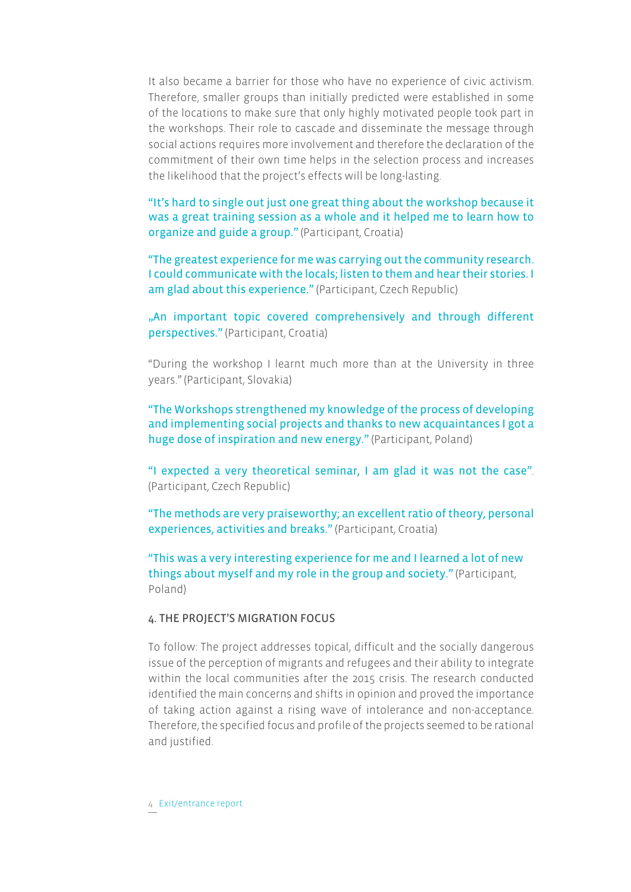It also became a barrier for those who have no experience of civic activism. Therefore, smaller groups than initially predicted were established in some of the locations to make sure that only highly motivated people took part in the workshops. Their role to cascade and disseminate the message through social actions requires more involvement and therefore the declaration of the commitment of their own time helps in the selection process and increases the likelihood that the project's effects will be long-lasting.

"It's hard to single out just one great thing about the workshop because it was a great training session as a whole and it helped me to learn how to organize and guide a group." (Participant, Croatia)

"The greatest experience for me was carrying out the community research. I could communicate with the locals; listen to them and hear their stories. I am glad about this experience." (Participant, Czech Republic)

„An important topic covered comprehensively and through different perspectives." (Participant, Croatia)

"During the workshop I learnt much more than at the University in three years." (Participant, Slovakia)

"The Workshops strengthened my knowledge of the process of developing and implementing social projects and thanks to new acquaintances I got a huge dose of inspiration and new energy." (Participant, Poland)

"I expected a very theoretical seminar, I am glad it was not the case". (Participant, Czech Republic)

"The methods are very praiseworthy; an excellent ratio of theory, personal experiences, activities and breaks." (Participant, Croatia)

"This was a very interesting experience for me and I learned a lot of new things about myself and my role in the group and society." (Participant, Poland)

## 4. THE PROJECT'S MIGRATION FOCUS

To follow: The project addresses topical, difficult and the socially dangerous issue of the perception of migrants and refugees and their ability to integrate within the local communities after the 2015 crisis. The research conducted identified the main concerns and shifts in opinion and proved the importance of taking action against a rising wave of intolerance and non-acceptance. Therefore, the specified focus and profile of the projects seemed to be rational and justified.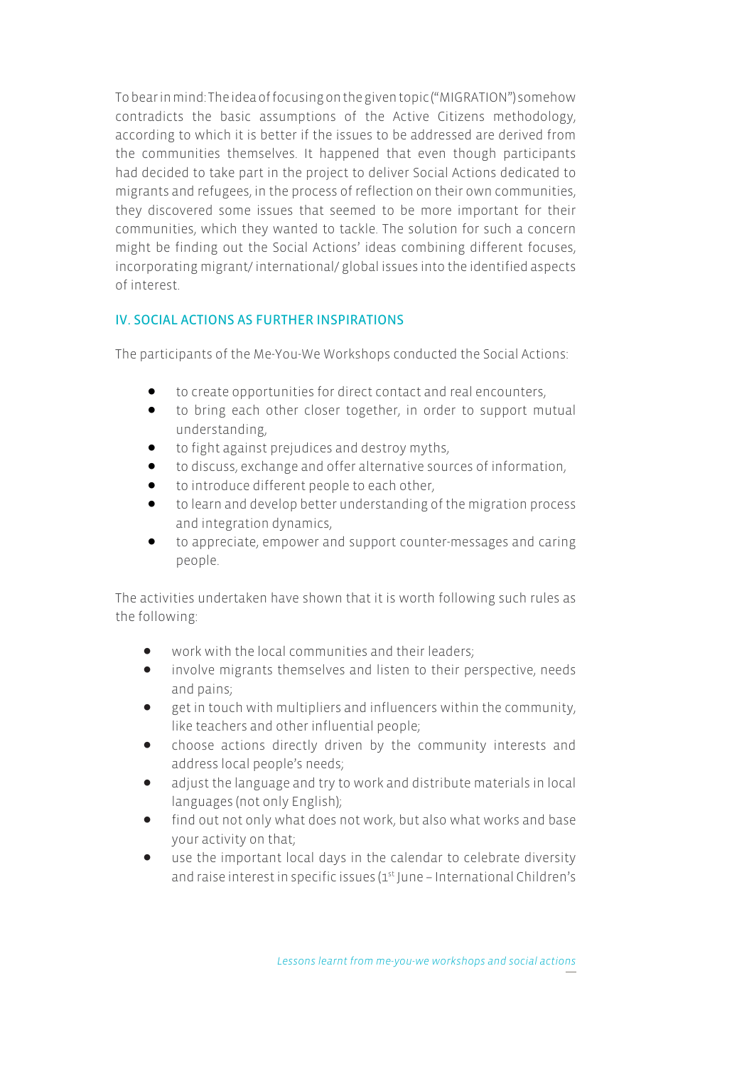To bear in mind: The idea of focusing on the given topic ("MIGRATION") somehow contradicts the basic assumptions of the Active Citizens methodology, according to which it is better if the issues to be addressed are derived from the communities themselves. It happened that even though participants had decided to take part in the project to deliver Social Actions dedicated to migrants and refugees, in the process of reflection on their own communities, they discovered some issues that seemed to be more important for their communities, which they wanted to tackle. The solution for such a concern might be finding out the Social Actions' ideas combining different focuses, incorporating migrant/ international/ global issues into the identified aspects of interest.

## IV. SOCIAL ACTIONS AS FURTHER INSPIRATIONS

The participants of the Me-You-We Workshops conducted the Social Actions:

- to create opportunities for direct contact and real encounters,
- to bring each other closer together, in order to support mutual understanding,
- to fight against prejudices and destroy myths,
- to discuss, exchange and offer alternative sources of information,
- to introduce different people to each other,
- to learn and develop better understanding of the migration process and integration dynamics,
- to appreciate, empower and support counter-messages and caring people.

The activities undertaken have shown that it is worth following such rules as the following:

- work with the local communities and their leaders;
- involve migrants themselves and listen to their perspective, needs and pains;
- get in touch with multipliers and influencers within the community, like teachers and other influential people;
- choose actions directly driven by the community interests and address local people's needs;
- adjust the language and try to work and distribute materials in local languages (not only English);
- find out not only what does not work, but also what works and base your activity on that;
- use the important local days in the calendar to celebrate diversity and raise interest in specific issues (1st June – International Children's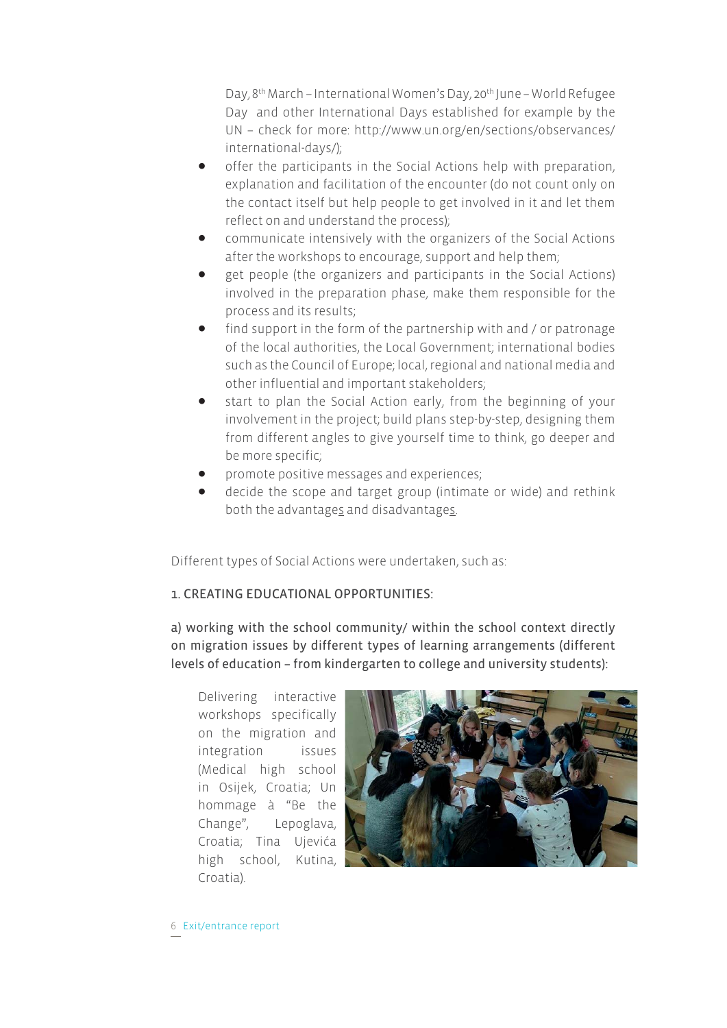Day, 8th March – International Women's Day, 20th June – World Refugee Day and other International Days established for example by the UN – check for more: http://www.un.org/en/sections/observances/international-days/);

- offer the participants in the Social Actions help with preparation, explanation and facilitation of the encounter (do not count only on the contact itself but help people to get involved in it and let them reflect on and understand the process);
- communicate intensively with the organizers of the Social Actions after the workshops to encourage, support and help them;
- get people (the organizers and participants in the Social Actions) involved in the preparation phase, make them responsible for the process and its results;
- find support in the form of the partnership with and / or patronage of the local authorities, the Local Government; international bodies such as the Council of Europe; local, regional and national media and other influential and important stakeholders;
- start to plan the Social Action early, from the beginning of your involvement in the project; build plans step-by-step, designing them from different angles to give yourself time to think, go deeper and be more specific;
- promote positive messages and experiences;
- decide the scope and target group (intimate or wide) and rethink both the advantages and disadvantages.

Different types of Social Actions were undertaken, such as:

1. CREATING EDUCATIONAL OPPORTUNITIES:

a) working with the school community/ within the school context directly on migration issues by different types of learning arrangements (different levels of education – from kindergarten to college and university students):

Delivering interactive workshops specifically on the migration and integration issues (Medical high school in Osijek, Croatia; Un hommage à "Be the Change", Lepoglava, Croatia; Tina Ujevića high school, Kutina, Croatia).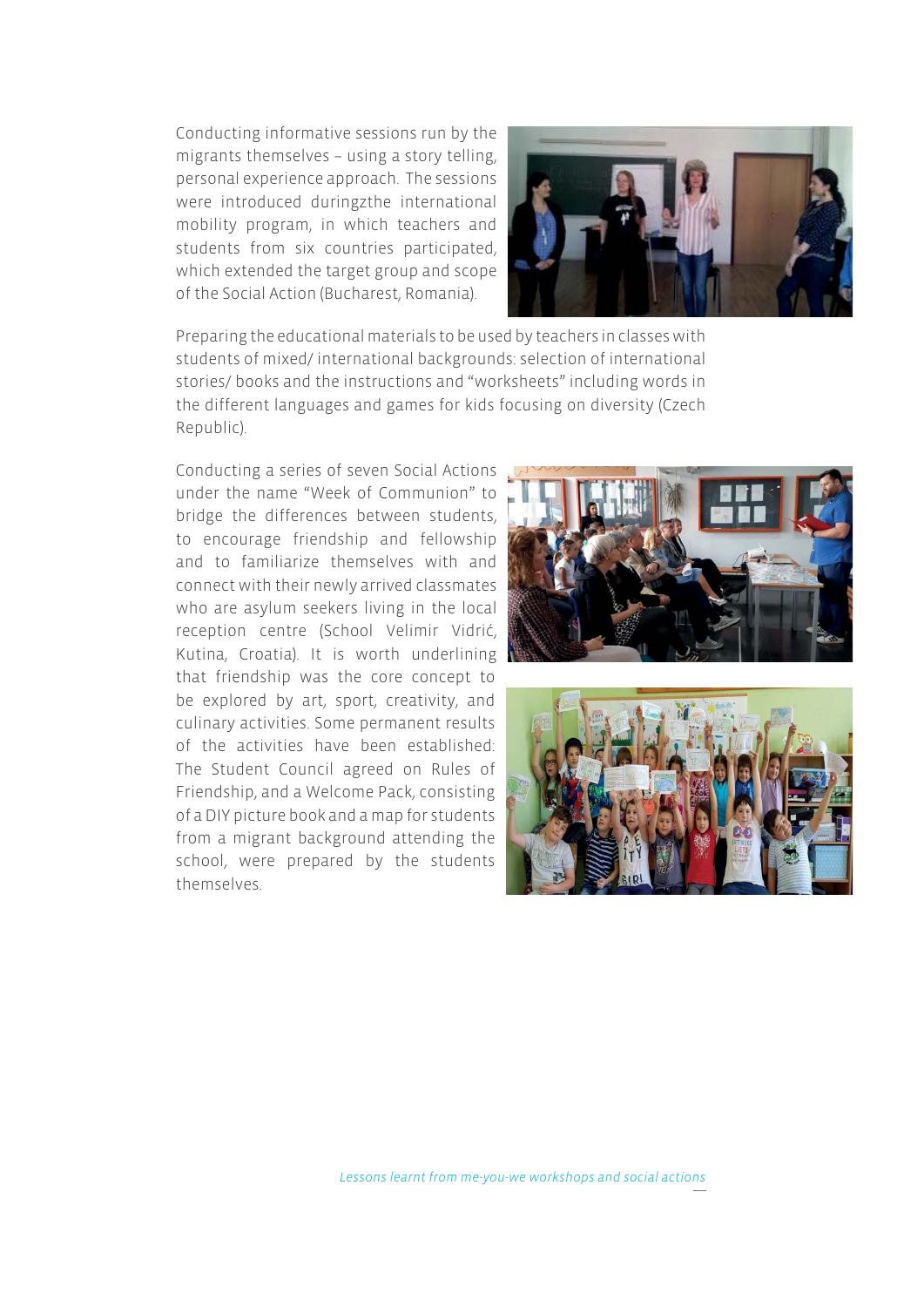Conducting informative sessions run by the migrants themselves – using a story telling, personal experience approach. The sessions were introduced duringzthe international mobility program, in which teachers and students from six countries participated, which extended the target group and scope of the Social Action (Bucharest, Romania).

Preparing the educational materials to be used by teachers in classes with students of mixed/ international backgrounds: selection of international stories/ books and the instructions and "worksheets" including words in the different languages and games for kids focusing on diversity (Czech Republic).

Conducting a series of seven Social Actions under the name "Week of Communion" to bridge the differences between students, to encourage friendship and fellowship and to familiarize themselves with and connect with their newly arrived classmates who are asylum seekers living in the local reception centre (School Velimir Vidrić, Kutina, Croatia). It is worth underlining that friendship was the core concept to be explored by art, sport, creativity, and culinary activities. Some permanent results of the activities have been established: The Student Council agreed on Rules of Friendship, and a Welcome Pack, consisting of a DIY picture book and a map for students from a migrant background attending the school, were prepared by the students themselves.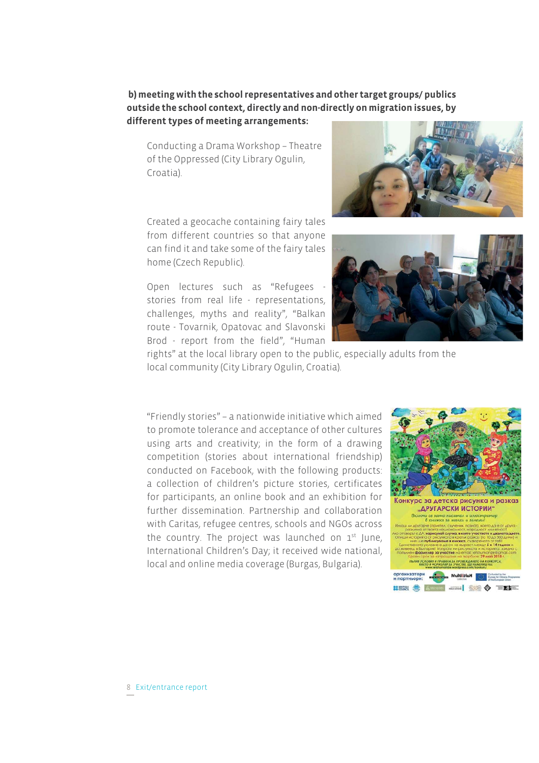**b) meeting with the school representatives and other target groups/ publics outside the school context, directly and non-directly on migration issues, by different types of meeting arrangements:**

Conducting a Drama Workshop – Theatre of the Oppressed (City Library Ogulin, Croatia).

Created a geocache containing fairy tales from different countries so that anyone can find it and take some of the fairy tales home (Czech Republic).

Open lectures such as "Refugees - stories from real life - representations, challenges, myths and reality", "Balkan route - Tovarnik, Opatovac and Slavonski Brod - report from the field", "Human rights" at the local library open to the public, especially adults from the local community (City Library Ogulin, Croatia).

"Friendly stories" – a nationwide initiative which aimed to promote tolerance and acceptance of other cultures using arts and creativity; in the form of a drawing competition (stories about international friendship) conducted on Facebook, with the following products: a collection of children's picture stories, certificates for participants, an online book and an exhibition for further dissemination. Partnership and collaboration with Caritas, refugee centres, schools and NGOs across the country. The project was launched on 1st June, International Children's Day; it received wide national, local and online media coverage (Burgas, Bulgaria).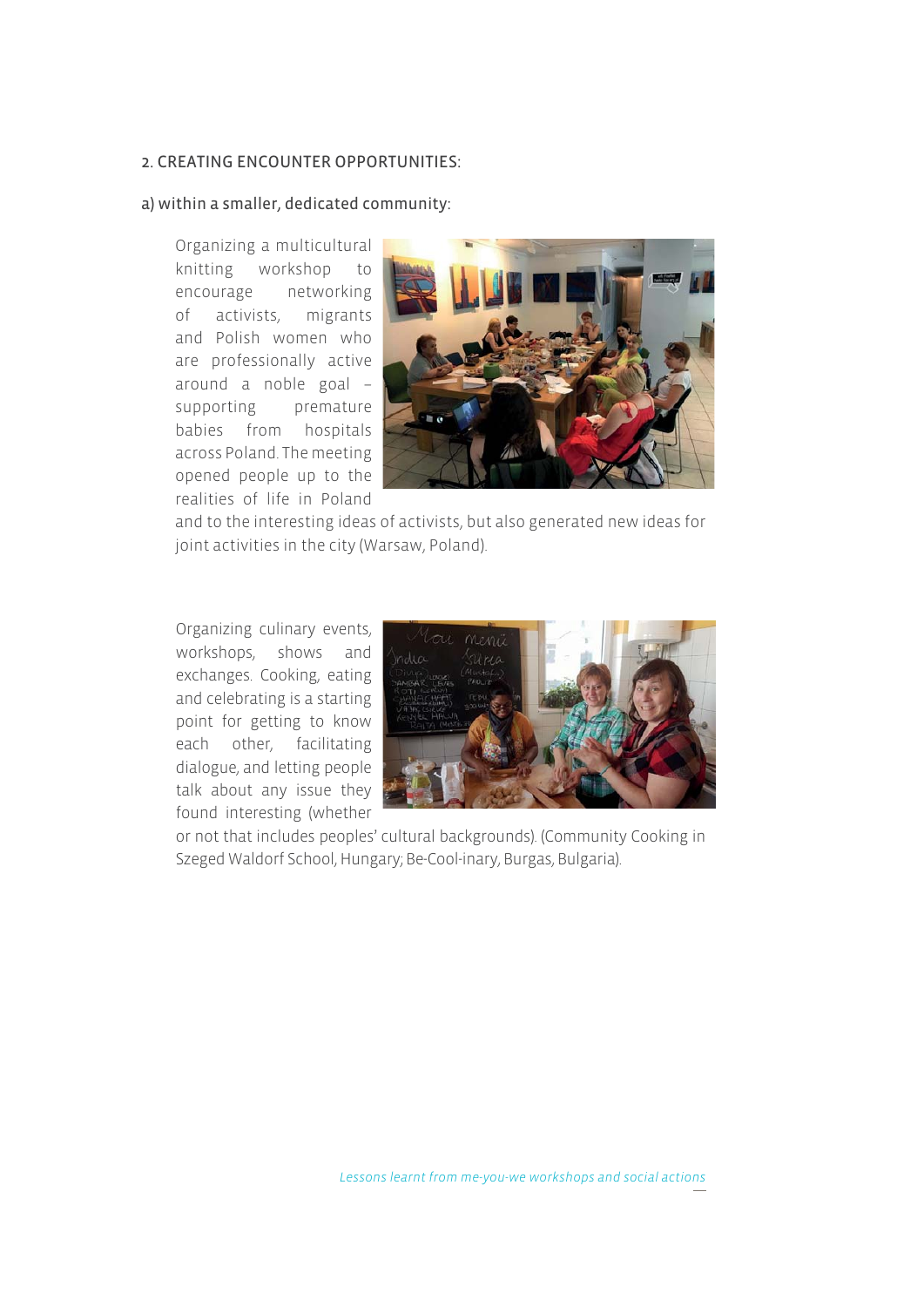## 2. CREATING ENCOUNTER OPPORTUNITIES:

### a) within a smaller, dedicated community:

Organizing a multicultural knitting workshop to encourage networking of activists, migrants and Polish women who are professionally active around a noble goal – supporting premature babies from hospitals across Poland. The meeting opened people up to the realities of life in Poland and to the interesting ideas of activists, but also generated new ideas for joint activities in the city (Warsaw, Poland).

Organizing culinary events, workshops, shows and exchanges. Cooking, eating and celebrating is a starting point for getting to know each other, facilitating dialogue, and letting people talk about any issue they found interesting (whether or not that includes peoples' cultural backgrounds). (Community Cooking in Szeged Waldorf School, Hungary; Be-Cool-inary, Burgas, Bulgaria).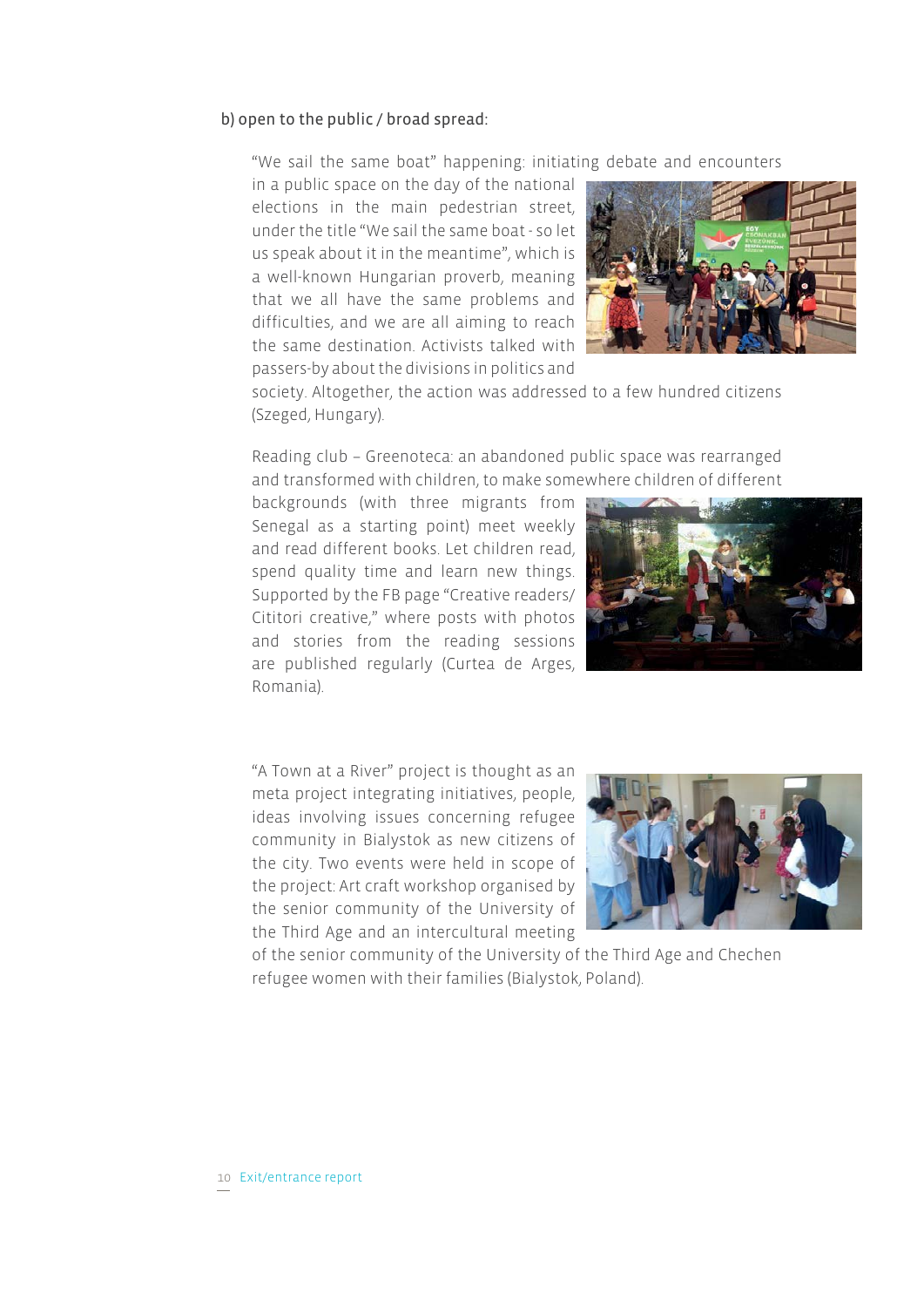b) open to the public / broad spread:

"We sail the same boat" happening: initiating debate and encounters in a public space on the day of the national elections in the main pedestrian street, under the title "We sail the same boat - so let us speak about it in the meantime", which is a well-known Hungarian proverb, meaning that we all have the same problems and difficulties, and we are all aiming to reach the same destination. Activists talked with passers-by about the divisions in politics and society. Altogether, the action was addressed to a few hundred citizens (Szeged, Hungary).

Reading club – Greenoteca: an abandoned public space was rearranged and transformed with children, to make somewhere children of different backgrounds (with three migrants from Senegal as a starting point) meet weekly and read different books. Let children read, spend quality time and learn new things. Supported by the FB page "Creative readers/ Cititori creative," where posts with photos and stories from the reading sessions are published regularly (Curtea de Arges, Romania).

"A Town at a River" project is thought as an meta project integrating initiatives, people, ideas involving issues concerning refugee community in Bialystok as new citizens of the city. Two events were held in scope of the project: Art craft workshop organised by the senior community of the University of the Third Age and an intercultural meeting of the senior community of the University of the Third Age and Chechen refugee women with their families (Bialystok, Poland).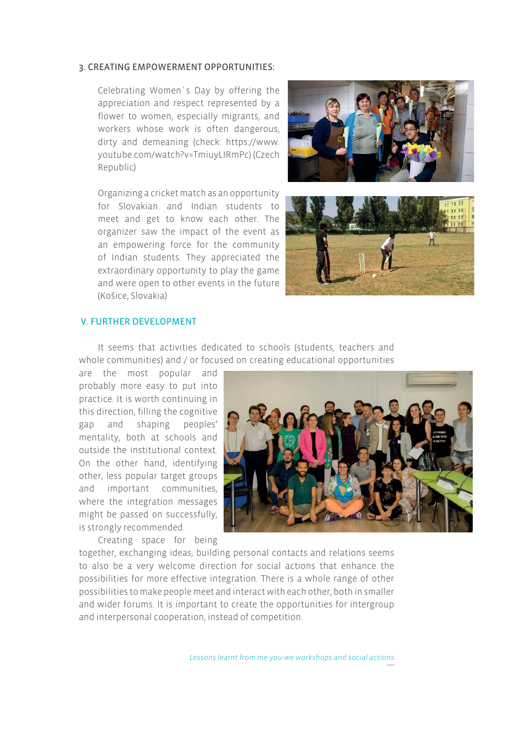3. CREATING EMPOWERMENT OPPORTUNITIES:

Celebrating Women´s Day by offering the appreciation and respect represented by a flower to women, especially migrants, and workers whose work is often dangerous, dirty and demeaning (check: https://www.youtube.com/watch?v=TmiuyLIRmPc) (Czech Republic)

Organizing a cricket match as an opportunity for Slovakian and Indian students to meet and get to know each other. The organizer saw the impact of the event as an empowering force for the community of Indian students. They appreciated the extraordinary opportunity to play the game and were open to other events in the future (Košice, Slovakia)

## V. FURTHER DEVELOPMENT

It seems that activities dedicated to schools (students, teachers and whole communities) and / or focused on creating educational opportunities are the most popular and probably more easy to put into practice. It is worth continuing in this direction, filling the cognitive gap and shaping peoples' mentality, both at schools and outside the institutional context. On the other hand, identifying other, less popular target groups and important communities, where the integration messages might be passed on successfully, is strongly recommended.

Creating space for being together, exchanging ideas, building personal contacts and relations seems to also be a very welcome direction for social actions that enhance the possibilities for more effective integration. There is a whole range of other possibilities to make people meet and interact with each other, both in smaller and wider forums. It is important to create the opportunities for intergroup and interpersonal cooperation, instead of competition.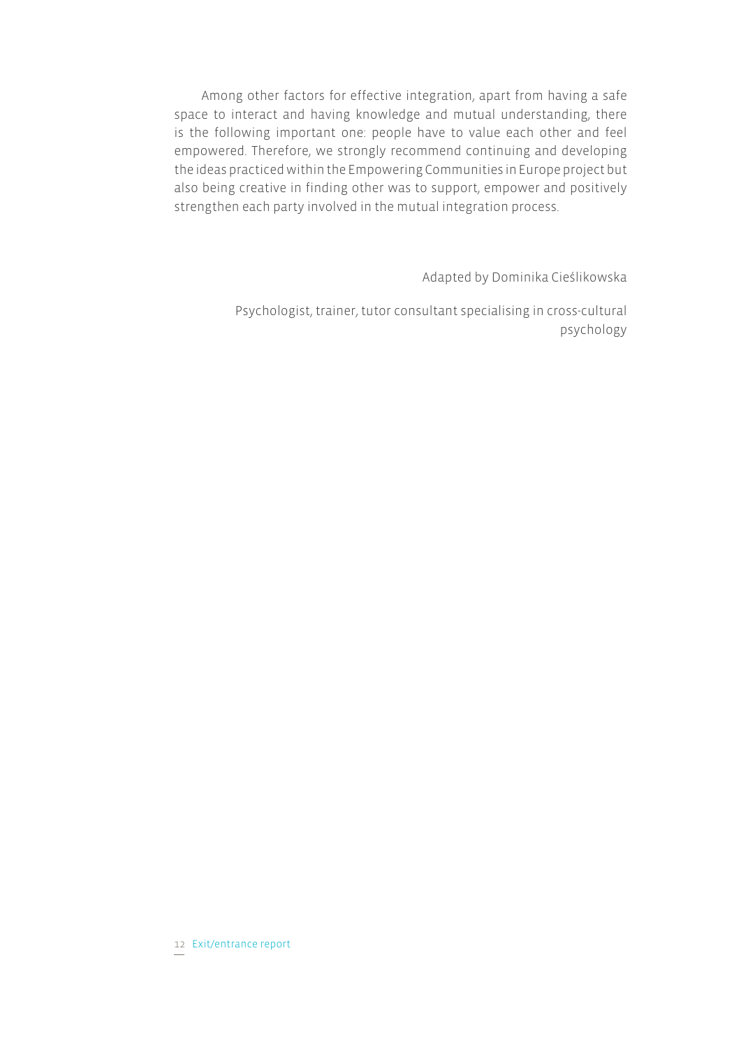Among other factors for effective integration, apart from having a safe space to interact and having knowledge and mutual understanding, there is the following important one: people have to value each other and feel empowered. Therefore, we strongly recommend continuing and developing the ideas practiced within the Empowering Communities in Europe project but also being creative in finding other was to support, empower and positively strengthen each party involved in the mutual integration process.

Adapted by Dominika Cieślikowska

Psychologist, trainer, tutor consultant specialising in cross-cultural psychology